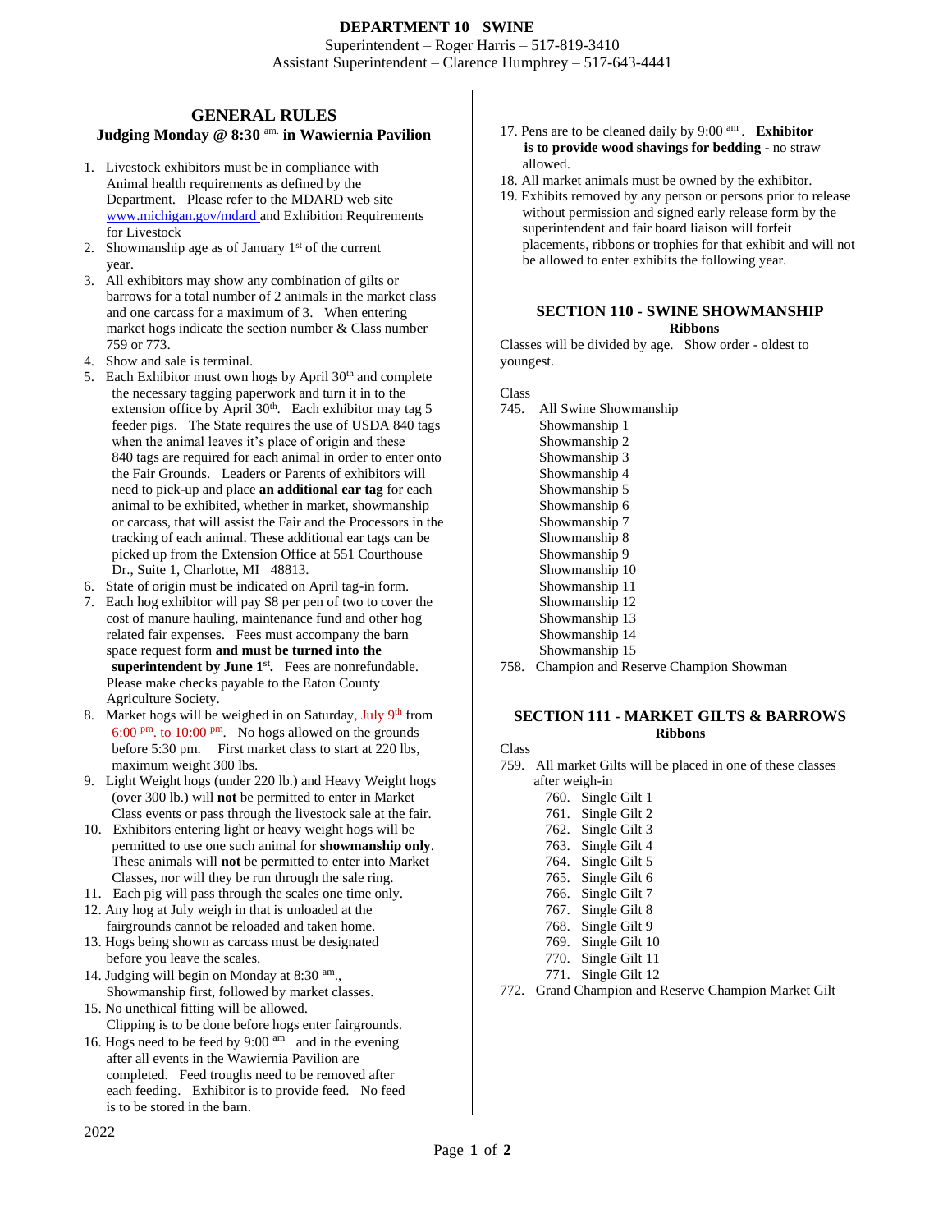# DEPARTMENT 10 SWINE

Superintendent – Roger Harris – 517-819-3410

Assistant Superintendent – Clarence Humphrey – 517-643-4441

## GENERAL RULES

### Judging Monday @ 8:30 am. in Wawiernia Pavilion

1. Livestock exhibitors must be in compliance with Animal health requirements as defined by the Department. Please refer to the MDARD web site www.michigan.gov/mdard and Exhibition Requirements for Livestock
2. Showmanship age as of January 1st of the current year.
3. All exhibitors may show any combination of gilts or barrows for a total number of 2 animals in the market class and one carcass for a maximum of 3. When entering market hogs indicate the section number & Class number 759 or 773.
4. Show and sale is terminal.
5. Each Exhibitor must own hogs by April 30th and complete the necessary tagging paperwork and turn it in to the extension office by April 30th. Each exhibitor may tag 5 feeder pigs. The State requires the use of USDA 840 tags when the animal leaves it's place of origin and these 840 tags are required for each animal in order to enter onto the Fair Grounds. Leaders or Parents of exhibitors will need to pick-up and place **an additional ear tag** for each animal to be exhibited, whether in market, showmanship or carcass, that will assist the Fair and the Processors in the tracking of each animal. These additional ear tags can be picked up from the Extension Office at 551 Courthouse Dr., Suite 1, Charlotte, MI 48813.
6. State of origin must be indicated on April tag-in form.
7. Each hog exhibitor will pay $8 per pen of two to cover the cost of manure hauling, maintenance fund and other hog related fair expenses. Fees must accompany the barn space request form **and must be turned into the superintendent by June 1st.** Fees are nonrefundable. Please make checks payable to the Eaton County Agriculture Society.
8. Market hogs will be weighed in on Saturday, July 9th from 6:00 pm. to 10:00 pm. No hogs allowed on the grounds before 5:30 pm. First market class to start at 220 lbs, maximum weight 300 lbs.
9. Light Weight hogs (under 220 lb.) and Heavy Weight hogs (over 300 lb.) will **not** be permitted to enter in Market Class events or pass through the livestock sale at the fair.
10. Exhibitors entering light or heavy weight hogs will be permitted to use one such animal for **showmanship only**. These animals will **not** be permitted to enter into Market Classes, nor will they be run through the sale ring.
11. Each pig will pass through the scales one time only.
12. Any hog at July weigh in that is unloaded at the fairgrounds cannot be reloaded and taken home.
13. Hogs being shown as carcass must be designated before you leave the scales.
14. Judging will begin on Monday at 8:30 am., Showmanship first, followed by market classes.
15. No unethical fitting will be allowed. Clipping is to be done before hogs enter fairgrounds.
16. Hogs need to be feed by 9:00 am and in the evening after all events in the Wawiernia Pavilion are completed. Feed troughs need to be removed after each feeding. Exhibitor is to provide feed. No feed is to be stored in the barn.
17. Pens are to be cleaned daily by 9:00 am. **Exhibitor is to provide wood shavings for bedding** - no straw allowed.
18. All market animals must be owned by the exhibitor.
19. Exhibits removed by any person or persons prior to release without permission and signed early release form by the superintendent and fair board liaison will forfeit placements, ribbons or trophies for that exhibit and will not be allowed to enter exhibits the following year.

## SECTION 110 - SWINE SHOWMANSHIP

**Ribbons**

Classes will be divided by age. Show order - oldest to youngest.

Class

745. All Swine Showmanship
   - Showmanship 1
   - Showmanship 2
   - Showmanship 3
   - Showmanship 4
   - Showmanship 5
   - Showmanship 6
   - Showmanship 7
   - Showmanship 8
   - Showmanship 9
   - Showmanship 10
   - Showmanship 11
   - Showmanship 12
   - Showmanship 13
   - Showmanship 14
   - Showmanship 15

758. Champion and Reserve Champion Showman

## SECTION 111 - MARKET GILTS & BARROWS

**Ribbons**

Class

759. All market Gilts will be placed in one of these classes after weigh-in
   - 760. Single Gilt 1
   - 761. Single Gilt 2
   - 762. Single Gilt 3
   - 763. Single Gilt 4
   - 764. Single Gilt 5
   - 765. Single Gilt 6
   - 766. Single Gilt 7
   - 767. Single Gilt 8
   - 768. Single Gilt 9
   - 769. Single Gilt 10
   - 770. Single Gilt 11
   - 771. Single Gilt 12

772. Grand Champion and Reserve Champion Market Gilt

2022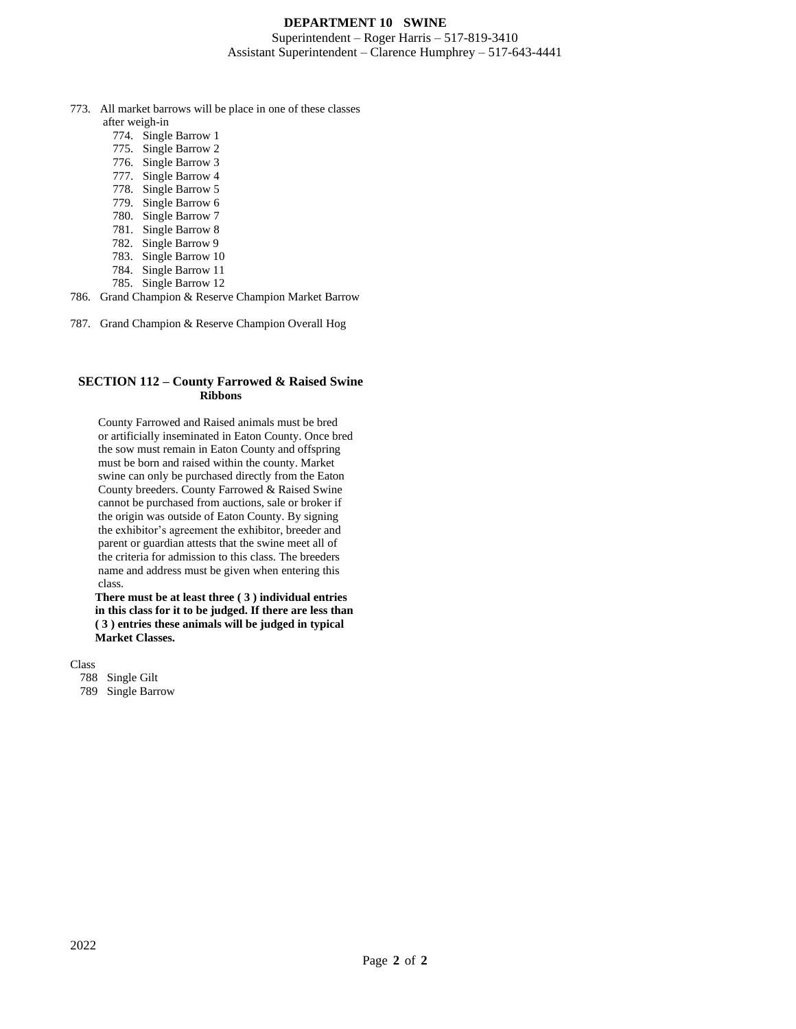# DEPARTMENT 10 SWINE

Superintendent – Roger Harris – 517-819-3410
Assistant Superintendent – Clarence Humphrey – 517-643-4441

773. All market barrows will be place in one of these classes after weigh-in
   - 774. Single Barrow 1
   - 775. Single Barrow 2
   - 776. Single Barrow 3
   - 777. Single Barrow 4
   - 778. Single Barrow 5
   - 779. Single Barrow 6
   - 780. Single Barrow 7
   - 781. Single Barrow 8
   - 782. Single Barrow 9
   - 783. Single Barrow 10
   - 784. Single Barrow 11
   - 785. Single Barrow 12

786. Grand Champion & Reserve Champion Market Barrow

787. Grand Champion & Reserve Champion Overall Hog

## SECTION 112 – County Farrowed & Raised Swine

**Ribbons**

County Farrowed and Raised animals must be bred or artificially inseminated in Eaton County. Once bred the sow must remain in Eaton County and offspring must be born and raised within the county. Market swine can only be purchased directly from the Eaton County breeders. County Farrowed & Raised Swine cannot be purchased from auctions, sale or broker if the origin was outside of Eaton County. By signing the exhibitor's agreement the exhibitor, breeder and parent or guardian attests that the swine meet all of the criteria for admission to this class. The breeders name and address must be given when entering this class.

**There must be at least three ( 3 ) individual entries in this class for it to be judged. If there are less than ( 3 ) entries these animals will be judged in typical Market Classes.**

Class

788 Single Gilt

789 Single Barrow

2022